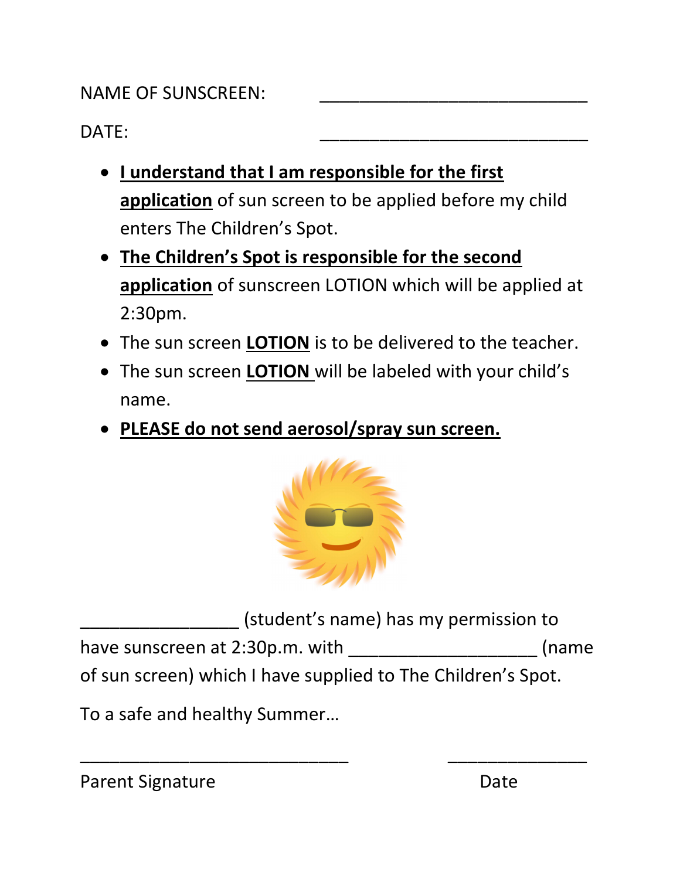NAME OF SUNSCREEN: ____________________________

DATE: ____________________________

- **I understand that I am responsible for the first application** of sun screen to be applied before my child enters The Children's Spot.
- **The Children's Spot is responsible for the second application** of sunscreen LOTION which will be applied at 2:30pm.
- The sun screen **LOTION** is to be delivered to the teacher.
- The sun screen **LOTION** will be labeled with your child's name.
- **PLEASE do not send aerosol/spray sun screen.**

________________ (student's name) has my permission to have sunscreen at 2:30p.m. with ___________________ (name of sun screen) which I have supplied to The Children's Spot.

To a safe and healthy Summer…

____________________________ ______________

Parent Signature Date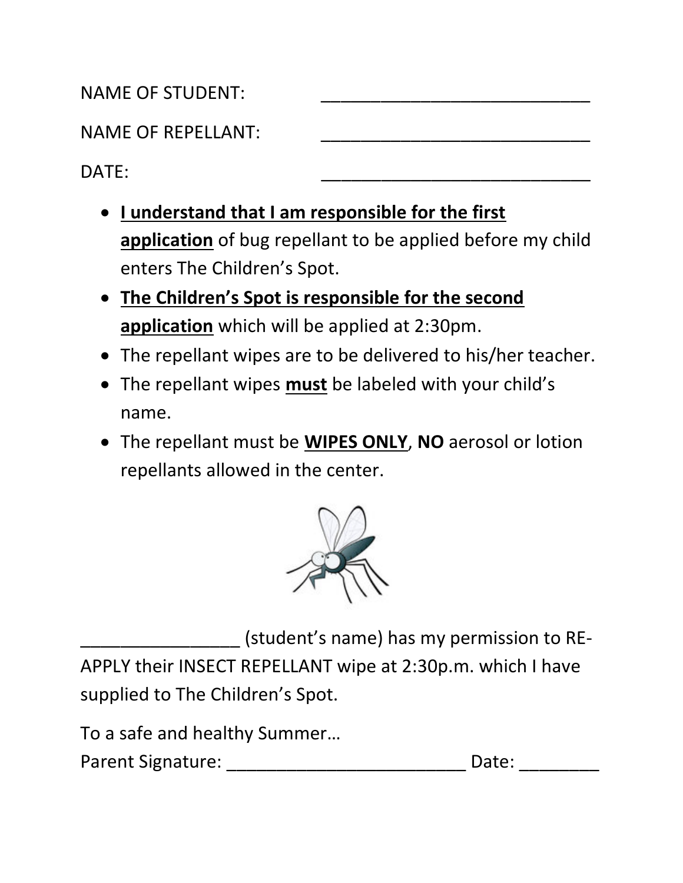NAME OF STUDENT: ____________________________

NAME OF REPELLANT: ____________________________

DATE: ____________________________

- **<u>I understand that I am responsible for the first application</u>** of bug repellant to be applied before my child enters The Children's Spot.
- **<u>The Children's Spot is responsible for the second application</u>** which will be applied at 2:30pm.
- The repellant wipes are to be delivered to his/her teacher.
- The repellant wipes **<u>must</u>** be labeled with your child's name.
- The repellant must be **<u>WIPES ONLY</u>**, **NO** aerosol or lotion repellants allowed in the center.

________________ (student's name) has my permission to RE-APPLY their INSECT REPELLANT wipe at 2:30p.m. which I have supplied to The Children's Spot.

To a safe and healthy Summer…

Parent Signature: _________________________ Date: ________